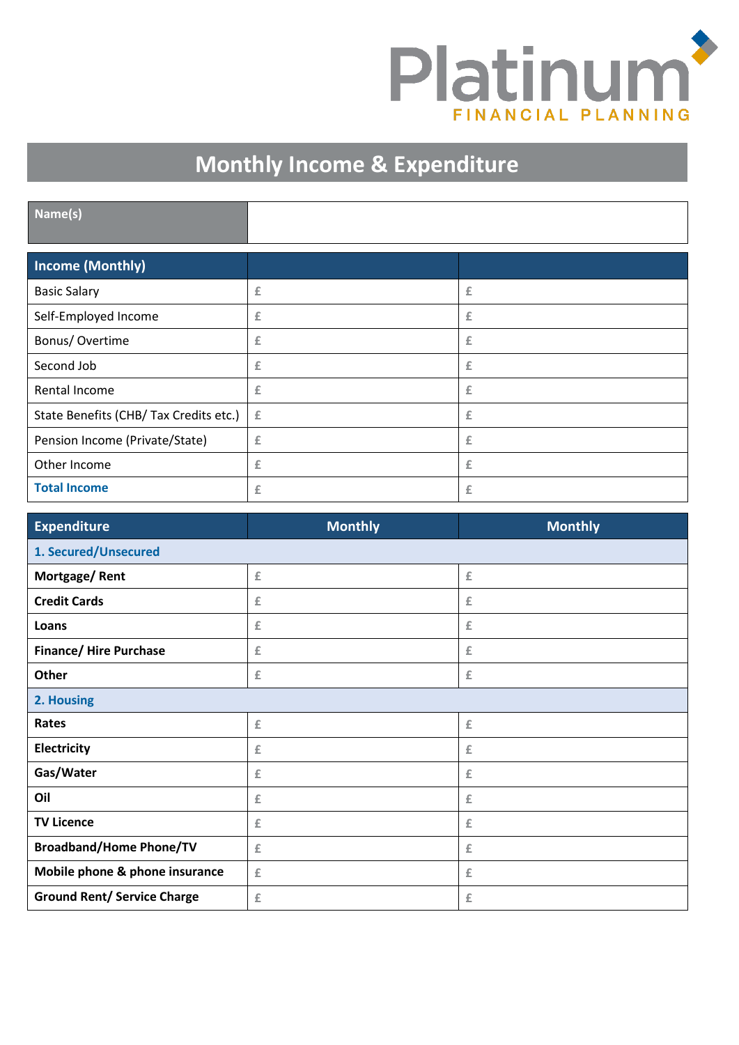Platinum
FINANCIAL PLANNING

# Monthly Income & Expenditure

| **Name(s)** | |
|---|---|

| **Income (Monthly)** | | |
|---|---|---|
| Basic Salary | £ | £ |
| Self-Employed Income | £ | £ |
| Bonus/ Overtime | £ | £ |
| Second Job | £ | £ |
| Rental Income | £ | £ |
| State Benefits (CHB/ Tax Credits etc.) | £ | £ |
| Pension Income (Private/State) | £ | £ |
| Other Income | £ | £ |
| **Total Income** | £ | £ |

| **Expenditure** | **Monthly** | **Monthly** |
|---|---|---|
| **1. Secured/Unsecured** | | |
| **Mortgage/ Rent** | £ | £ |
| **Credit Cards** | £ | £ |
| **Loans** | £ | £ |
| **Finance/ Hire Purchase** | £ | £ |
| **Other** | £ | £ |
| **2. Housing** | | |
| **Rates** | £ | £ |
| **Electricity** | £ | £ |
| **Gas/Water** | £ | £ |
| **Oil** | £ | £ |
| **TV Licence** | £ | £ |
| **Broadband/Home Phone/TV** | £ | £ |
| **Mobile phone & phone insurance** | £ | £ |
| **Ground Rent/ Service Charge** | £ | £ |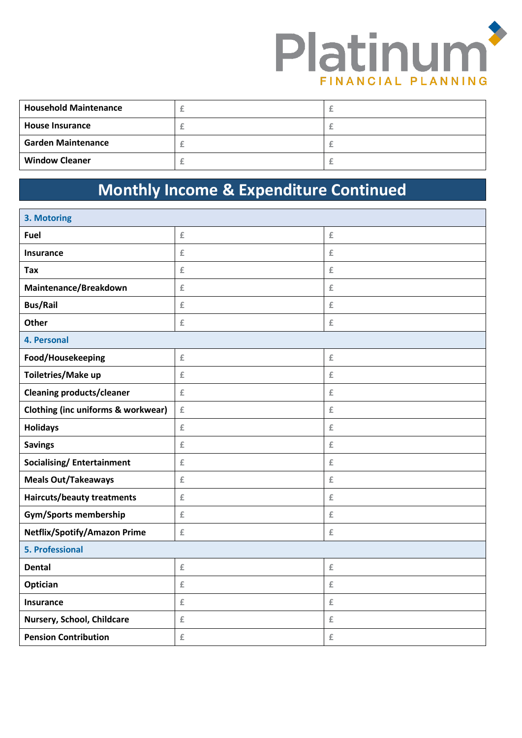| Household Maintenance | £ | £ |
|---|---|---|
| House Insurance | £ | £ |
| Garden Maintenance | £ | £ |
| Window Cleaner | £ | £ |

## Monthly Income & Expenditure Continued

| 3. Motoring | | |
|---|---|---|
| Fuel | £ | £ |
| Insurance | £ | £ |
| Tax | £ | £ |
| Maintenance/Breakdown | £ | £ |
| Bus/Rail | £ | £ |
| Other | £ | £ |
| **4. Personal** | | |
| Food/Housekeeping | £ | £ |
| Toiletries/Make up | £ | £ |
| Cleaning products/cleaner | £ | £ |
| Clothing (inc uniforms & workwear) | £ | £ |
| Holidays | £ | £ |
| Savings | £ | £ |
| Socialising/ Entertainment | £ | £ |
| Meals Out/Takeaways | £ | £ |
| Haircuts/beauty treatments | £ | £ |
| Gym/Sports membership | £ | £ |
| Netflix/Spotify/Amazon Prime | £ | £ |
| **5. Professional** | | |
| Dental | £ | £ |
| Optician | £ | £ |
| Insurance | £ | £ |
| Nursery, School, Childcare | £ | £ |
| Pension Contribution | £ | £ |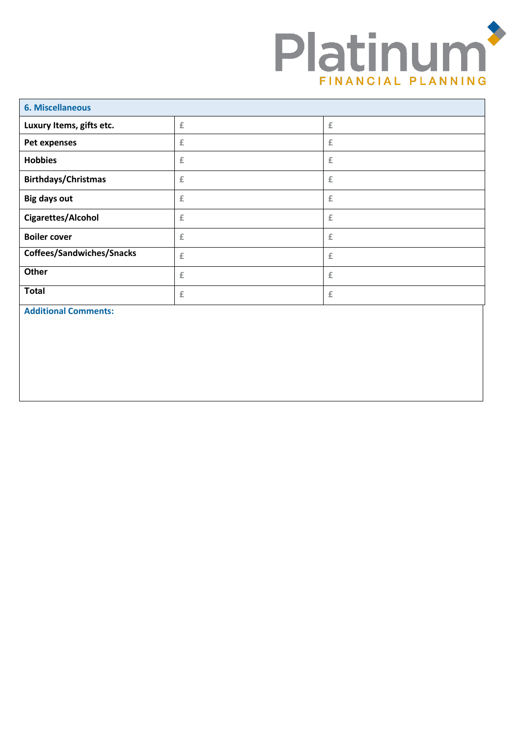Platinum
FINANCIAL PLANNING

| 6. Miscellaneous | | |
|---|---|---|
| **Luxury Items, gifts etc.** | £ | £ |
| **Pet expenses** | £ | £ |
| **Hobbies** | £ | £ |
| **Birthdays/Christmas** | £ | £ |
| **Big days out** | £ | £ |
| **Cigarettes/Alcohol** | £ | £ |
| **Boiler cover** | £ | £ |
| **Coffees/Sandwiches/Snacks** | £ | £ |
| **Other** | £ | £ |
| **Total** | £ | £ |

**Additional Comments:**